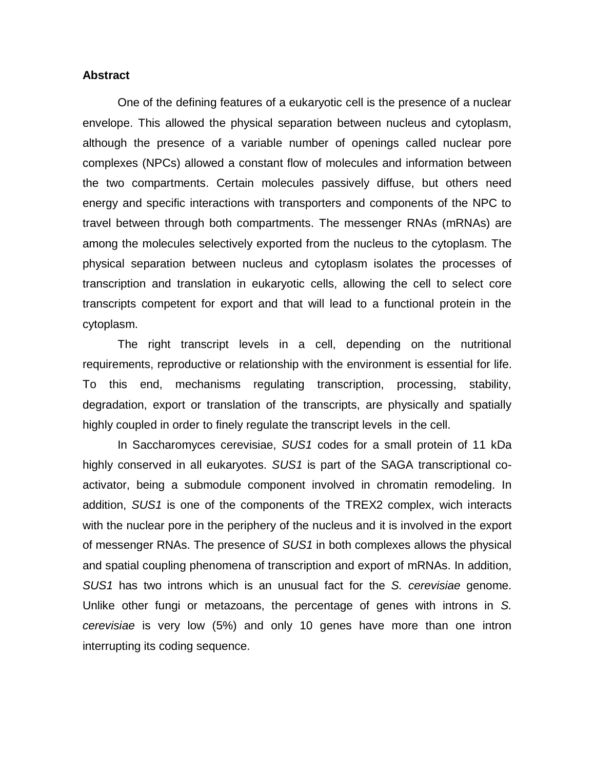**Abstract**

One of the defining features of a eukaryotic cell is the presence of a nuclear envelope. This allowed the physical separation between nucleus and cytoplasm, although the presence of a variable number of openings called nuclear pore complexes (NPCs) allowed a constant flow of molecules and information between the two compartments. Certain molecules passively diffuse, but others need energy and specific interactions with transporters and components of the NPC to travel between through both compartments. The messenger RNAs (mRNAs) are among the molecules selectively exported from the nucleus to the cytoplasm. The physical separation between nucleus and cytoplasm isolates the processes of transcription and translation in eukaryotic cells, allowing the cell to select core transcripts competent for export and that will lead to a functional protein in the cytoplasm.

The right transcript levels in a cell, depending on the nutritional requirements, reproductive or relationship with the environment is essential for life. To this end, mechanisms regulating transcription, processing, stability, degradation, export or translation of the transcripts, are physically and spatially highly coupled in order to finely regulate the transcript levels in the cell.

In Saccharomyces cerevisiae, *SUS1* codes for a small protein of 11 kDa highly conserved in all eukaryotes. *SUS1* is part of the SAGA transcriptional co-activator, being a submodule component involved in chromatin remodeling. In addition, *SUS1* is one of the components of the TREX2 complex, wich interacts with the nuclear pore in the periphery of the nucleus and it is involved in the export of messenger RNAs. The presence of *SUS1* in both complexes allows the physical and spatial coupling phenomena of transcription and export of mRNAs. In addition, *SUS1* has two introns which is an unusual fact for the *S. cerevisiae* genome. Unlike other fungi or metazoans, the percentage of genes with introns in *S. cerevisiae* is very low (5%) and only 10 genes have more than one intron interrupting its coding sequence.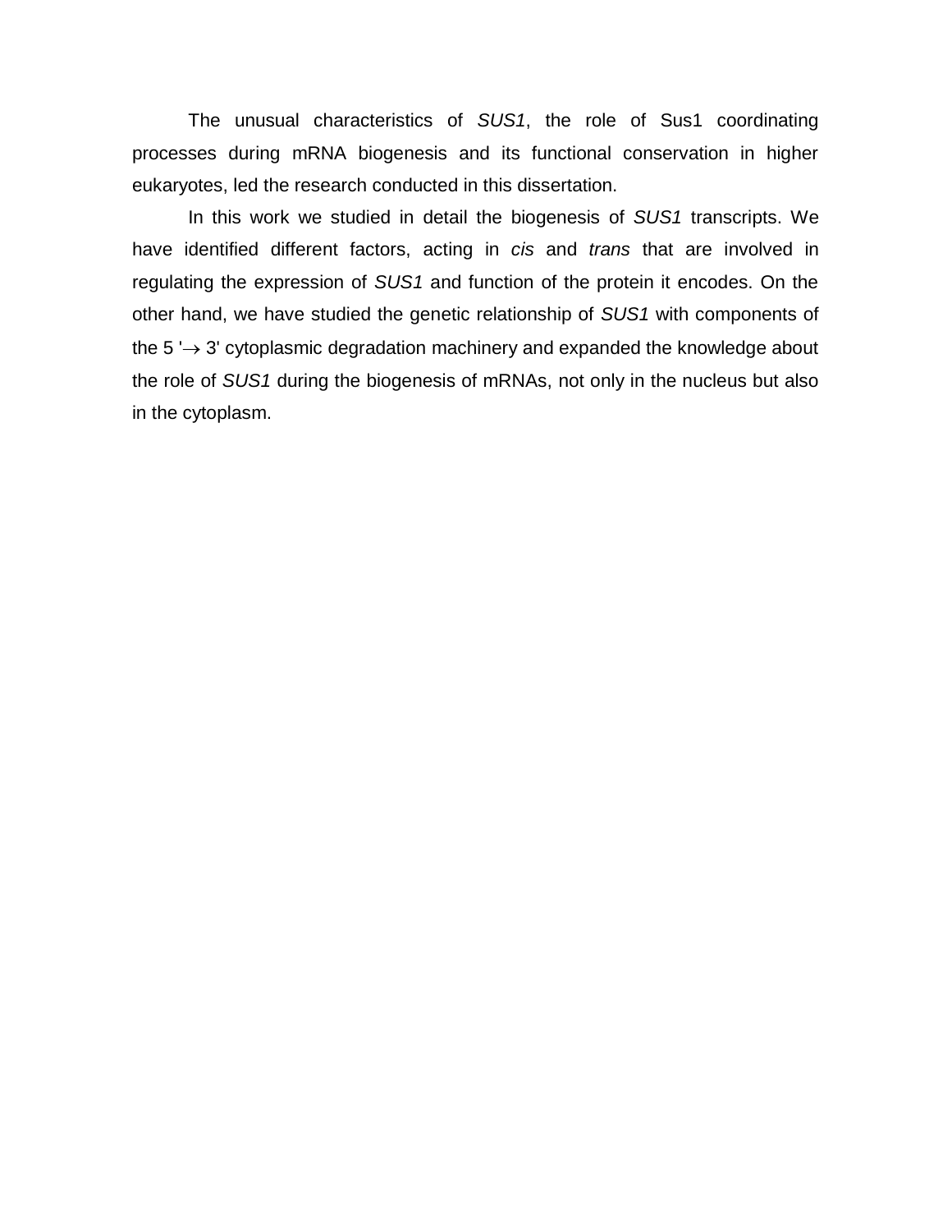The unusual characteristics of *SUS1*, the role of Sus1 coordinating processes during mRNA biogenesis and its functional conservation in higher eukaryotes, led the research conducted in this dissertation.

In this work we studied in detail the biogenesis of *SUS1* transcripts. We have identified different factors, acting in *cis* and *trans* that are involved in regulating the expression of *SUS1* and function of the protein it encodes. On the other hand, we have studied the genetic relationship of *SUS1* with components of the 5 '$\rightarrow$ 3' cytoplasmic degradation machinery and expanded the knowledge about the role of *SUS1* during the biogenesis of mRNAs, not only in the nucleus but also in the cytoplasm.